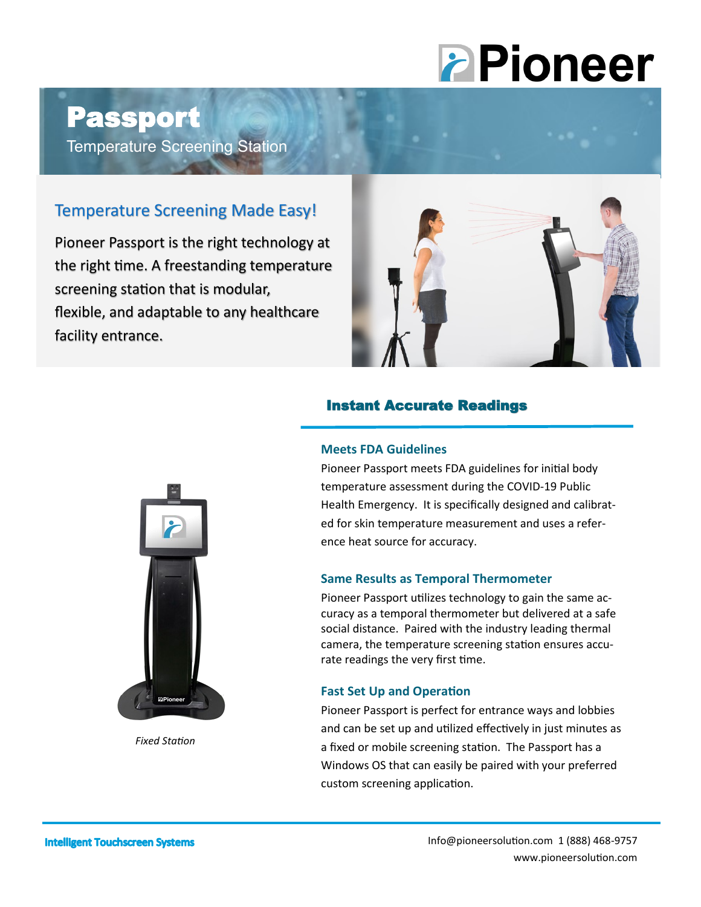Pioneer

# Passport

Temperature Screening Station

## Temperature Screening Made Easy!

Pioneer Passport is the right technology at the right time. A freestanding temperature screening station that is modular, flexible, and adaptable to any healthcare facility entrance.

*Fixed Station*

## Instant Accurate Readings

### Meets FDA Guidelines

Pioneer Passport meets FDA guidelines for initial body temperature assessment during the COVID-19 Public Health Emergency. It is specifically designed and calibrated for skin temperature measurement and uses a reference heat source for accuracy.

### Same Results as Temporal Thermometer

Pioneer Passport utilizes technology to gain the same accuracy as a temporal thermometer but delivered at a safe social distance. Paired with the industry leading thermal camera, the temperature screening station ensures accurate readings the very first time.

### Fast Set Up and Operation

Pioneer Passport is perfect for entrance ways and lobbies and can be set up and utilized effectively in just minutes as a fixed or mobile screening station. The Passport has a Windows OS that can easily be paired with your preferred custom screening application.

**Intelligent Touchscreen Systems**

Info@pioneersolution.com 1 (888) 468-9757
www.pioneersolution.com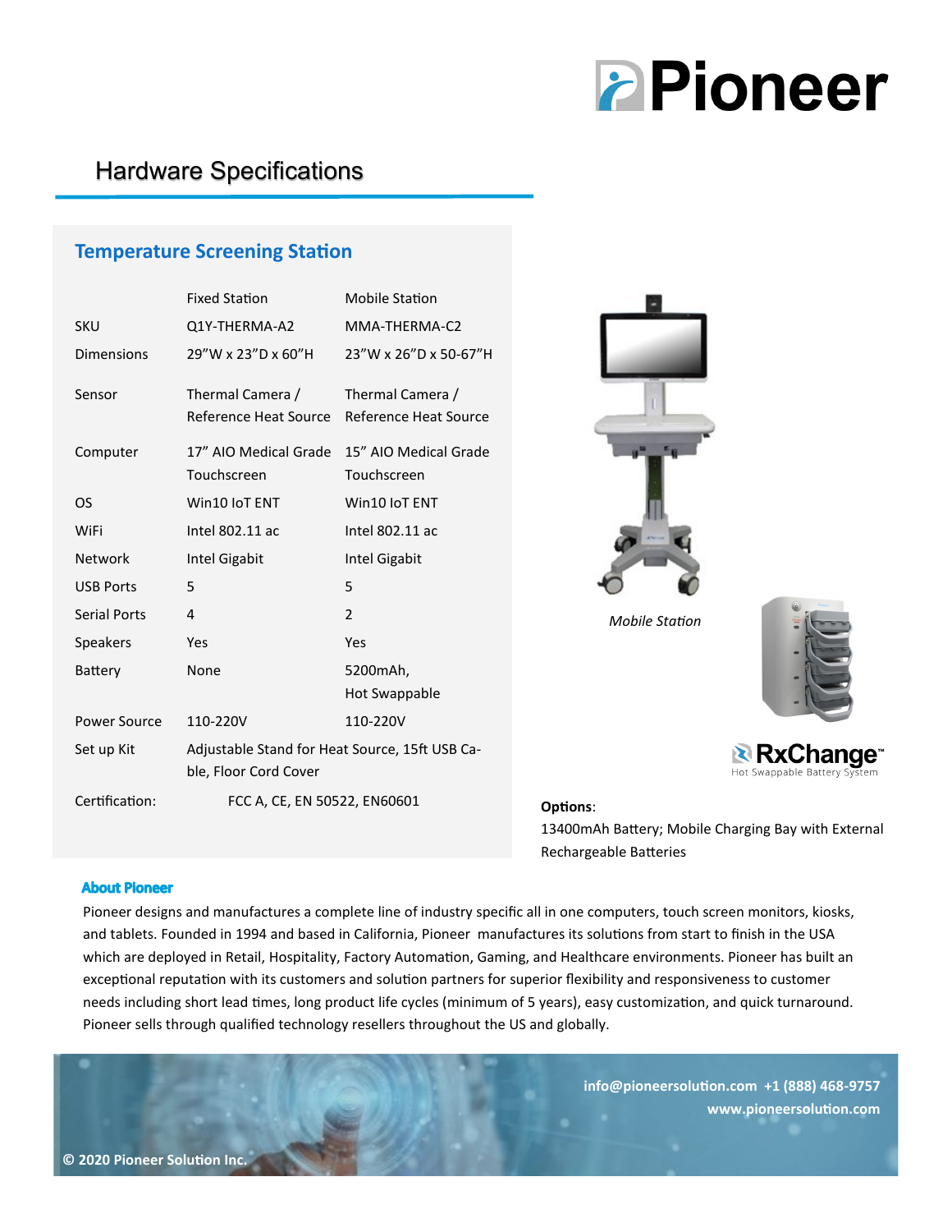# Pioneer

## Hardware Specifications

### Temperature Screening Station

| | Fixed Station | Mobile Station |
|---|---|---|
| SKU | Q1Y-THERMA-A2 | MMA-THERMA-C2 |
| Dimensions | 29"W x 23"D x 60"H | 23"W x 26"D x 50-67"H |
| Sensor | Thermal Camera / Reference Heat Source | Thermal Camera / Reference Heat Source |
| Computer | 17" AIO Medical Grade Touchscreen | 15" AIO Medical Grade Touchscreen |
| OS | Win10 IoT ENT | Win10 IoT ENT |
| WiFi | Intel 802.11 ac | Intel 802.11 ac |
| Network | Intel Gigabit | Intel Gigabit |
| USB Ports | 5 | 5 |
| Serial Ports | 4 | 2 |
| Speakers | Yes | Yes |
| Battery | None | 5200mAh, Hot Swappable |
| Power Source | 110-220V | 110-220V |
| Set up Kit | Adjustable Stand for Heat Source, 15ft USB Cable, Floor Cord Cover | |
| Certification: | FCC A, CE, EN 50522, EN60601 | |

*Mobile Station*

RxChange™
Hot Swappable Battery System

**Options**:
13400mAh Battery; Mobile Charging Bay with External Rechargeable Batteries

**About Pioneer**

Pioneer designs and manufactures a complete line of industry specific all in one computers, touch screen monitors, kiosks, and tablets. Founded in 1994 and based in California, Pioneer manufactures its solutions from start to finish in the USA which are deployed in Retail, Hospitality, Factory Automation, Gaming, and Healthcare environments. Pioneer has built an exceptional reputation with its customers and solution partners for superior flexibility and responsiveness to customer needs including short lead times, long product life cycles (minimum of 5 years), easy customization, and quick turnaround. Pioneer sells through qualified technology resellers throughout the US and globally.

**info@pioneersolution.com +1 (888) 468-9757**
**www.pioneersolution.com**

**© 2020 Pioneer Solution Inc.**